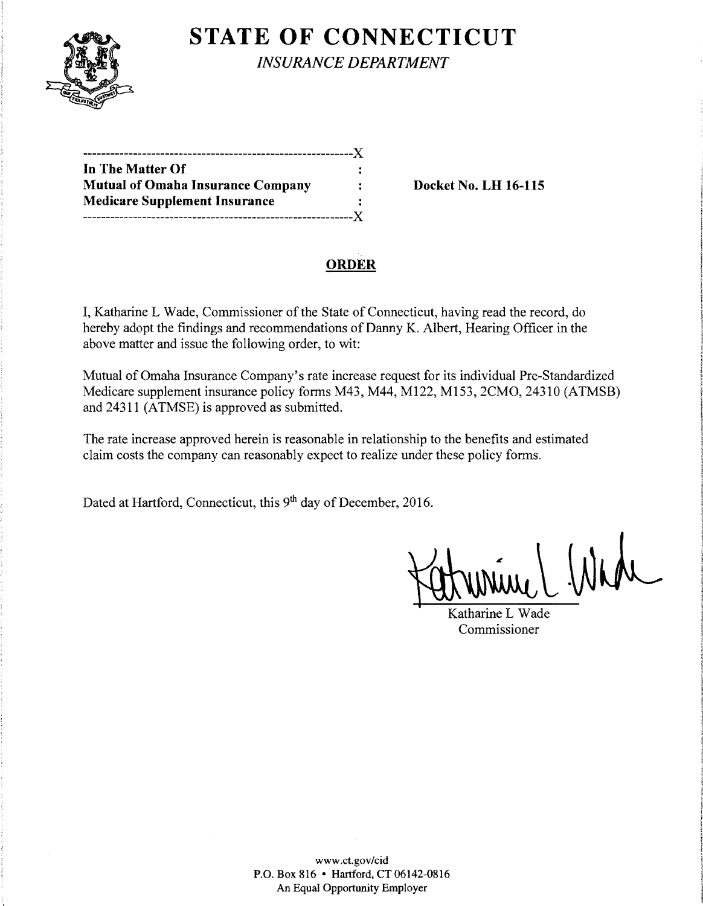# STATE OF CONNECTICUT

*INSURANCE DEPARTMENT*

```
-----------------------------------------------------------X
In The Matter Of                                          :
Mutual of Omaha Insurance Company                         :      Docket No. LH 16-115
Medicare Supplement Insurance                             :
-----------------------------------------------------------X
```

## ORDER

I, Katharine L Wade, Commissioner of the State of Connecticut, having read the record, do hereby adopt the findings and recommendations of Danny K. Albert, Hearing Officer in the above matter and issue the following order, to wit:

Mutual of Omaha Insurance Company's rate increase request for its individual Pre-Standardized Medicare supplement insurance policy forms M43, M44, M122, M153, 2CMO, 24310 (ATMSB) and 24311 (ATMSE) is approved as submitted.

The rate increase approved herein is reasonable in relationship to the benefits and estimated claim costs the company can reasonably expect to realize under these policy forms.

Dated at Hartford, Connecticut, this 9th day of December, 2016.

Katharine L Wade
Commissioner

www.ct.gov/cid
P.O. Box 816 • Hartford, CT 06142-0816
An Equal Opportunity Employer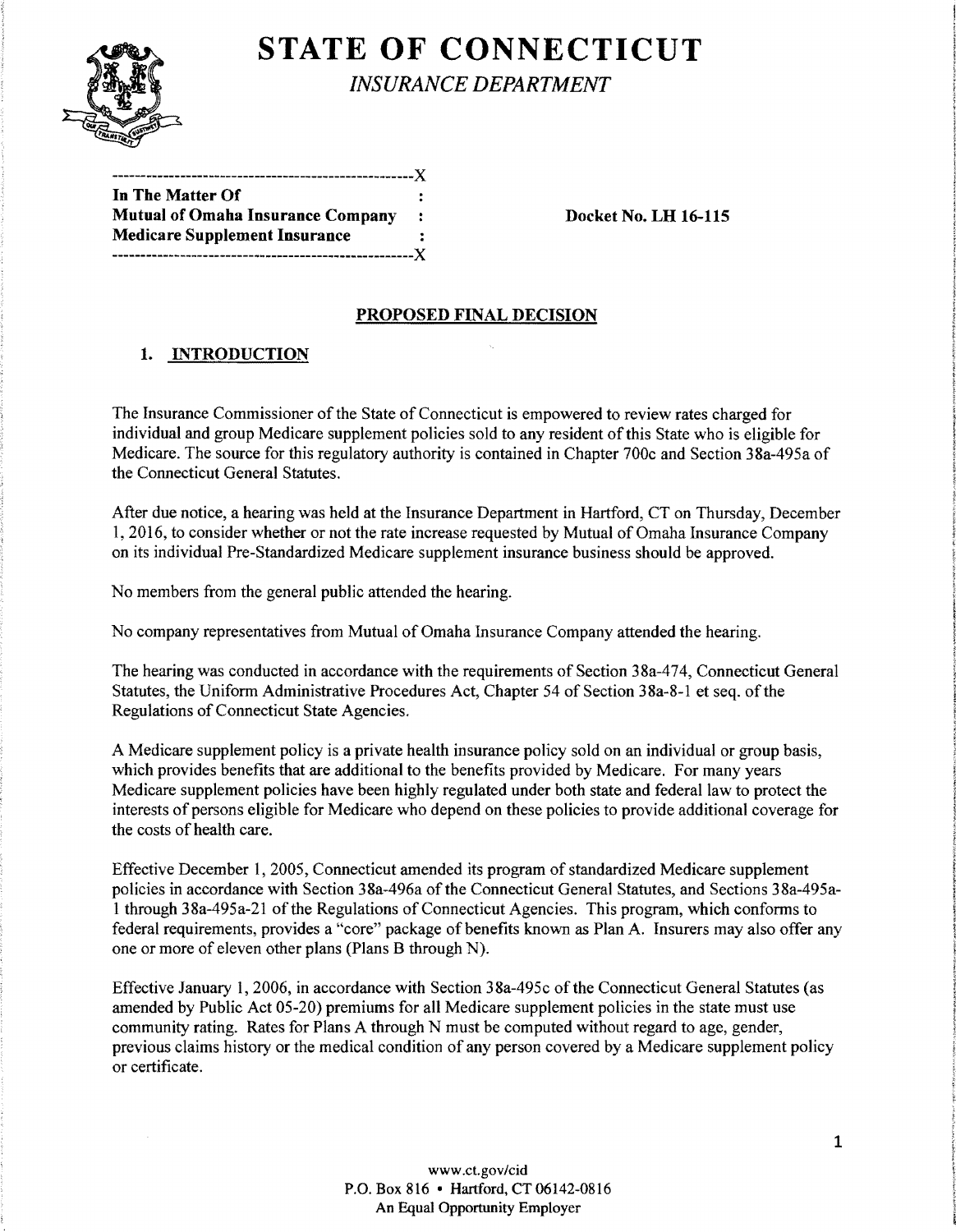# STATE OF CONNECTICUT

*INSURANCE DEPARTMENT*

```
----------------------------------------------------X
In The Matter Of                                    :
Mutual of Omaha Insurance Company                   :        Docket No. LH 16-115
Medicare Supplement Insurance                       :
----------------------------------------------------X
```

## PROPOSED FINAL DECISION

### 1. INTRODUCTION

The Insurance Commissioner of the State of Connecticut is empowered to review rates charged for individual and group Medicare supplement policies sold to any resident of this State who is eligible for Medicare. The source for this regulatory authority is contained in Chapter 700c and Section 38a-495a of the Connecticut General Statutes.

After due notice, a hearing was held at the Insurance Department in Hartford, CT on Thursday, December 1, 2016, to consider whether or not the rate increase requested by Mutual of Omaha Insurance Company on its individual Pre-Standardized Medicare supplement insurance business should be approved.

No members from the general public attended the hearing.

No company representatives from Mutual of Omaha Insurance Company attended the hearing.

The hearing was conducted in accordance with the requirements of Section 38a-474, Connecticut General Statutes, the Uniform Administrative Procedures Act, Chapter 54 of Section 38a-8-1 et seq. of the Regulations of Connecticut State Agencies.

A Medicare supplement policy is a private health insurance policy sold on an individual or group basis, which provides benefits that are additional to the benefits provided by Medicare. For many years Medicare supplement policies have been highly regulated under both state and federal law to protect the interests of persons eligible for Medicare who depend on these policies to provide additional coverage for the costs of health care.

Effective December 1, 2005, Connecticut amended its program of standardized Medicare supplement policies in accordance with Section 38a-496a of the Connecticut General Statutes, and Sections 38a-495a-1 through 38a-495a-21 of the Regulations of Connecticut Agencies. This program, which conforms to federal requirements, provides a "core" package of benefits known as Plan A. Insurers may also offer any one or more of eleven other plans (Plans B through N).

Effective January 1, 2006, in accordance with Section 38a-495c of the Connecticut General Statutes (as amended by Public Act 05-20) premiums for all Medicare supplement policies in the state must use community rating. Rates for Plans A through N must be computed without regard to age, gender, previous claims history or the medical condition of any person covered by a Medicare supplement policy or certificate.

www.ct.gov/cid
P.O. Box 816 • Hartford, CT 06142-0816
An Equal Opportunity Employer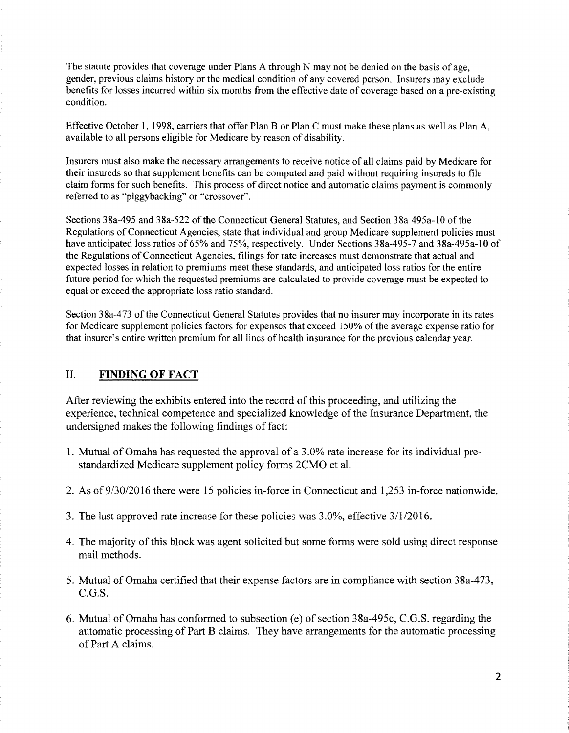The statute provides that coverage under Plans A through N may not be denied on the basis of age, gender, previous claims history or the medical condition of any covered person. Insurers may exclude benefits for losses incurred within six months from the effective date of coverage based on a pre-existing condition.

Effective October 1, 1998, carriers that offer Plan B or Plan C must make these plans as well as Plan A, available to all persons eligible for Medicare by reason of disability.

Insurers must also make the necessary arrangements to receive notice of all claims paid by Medicare for their insureds so that supplement benefits can be computed and paid without requiring insureds to file claim forms for such benefits. This process of direct notice and automatic claims payment is commonly referred to as "piggybacking" or "crossover".

Sections 38a-495 and 38a-522 of the Connecticut General Statutes, and Section 38a-495a-10 of the Regulations of Connecticut Agencies, state that individual and group Medicare supplement policies must have anticipated loss ratios of 65% and 75%, respectively. Under Sections 38a-495-7 and 38a-495a-10 of the Regulations of Connecticut Agencies, filings for rate increases must demonstrate that actual and expected losses in relation to premiums meet these standards, and anticipated loss ratios for the entire future period for which the requested premiums are calculated to provide coverage must be expected to equal or exceed the appropriate loss ratio standard.

Section 38a-473 of the Connecticut General Statutes provides that no insurer may incorporate in its rates for Medicare supplement policies factors for expenses that exceed 150% of the average expense ratio for that insurer's entire written premium for all lines of health insurance for the previous calendar year.

## II. **FINDING OF FACT**

After reviewing the exhibits entered into the record of this proceeding, and utilizing the experience, technical competence and specialized knowledge of the Insurance Department, the undersigned makes the following findings of fact:

1. Mutual of Omaha has requested the approval of a 3.0% rate increase for its individual pre-standardized Medicare supplement policy forms 2CMO et al.

2. As of 9/30/2016 there were 15 policies in-force in Connecticut and 1,253 in-force nationwide.

3. The last approved rate increase for these policies was 3.0%, effective 3/1/2016.

4. The majority of this block was agent solicited but some forms were sold using direct response mail methods.

5. Mutual of Omaha certified that their expense factors are in compliance with section 38a-473, C.G.S.

6. Mutual of Omaha has conformed to subsection (e) of section 38a-495c, C.G.S. regarding the automatic processing of Part B claims. They have arrangements for the automatic processing of Part A claims.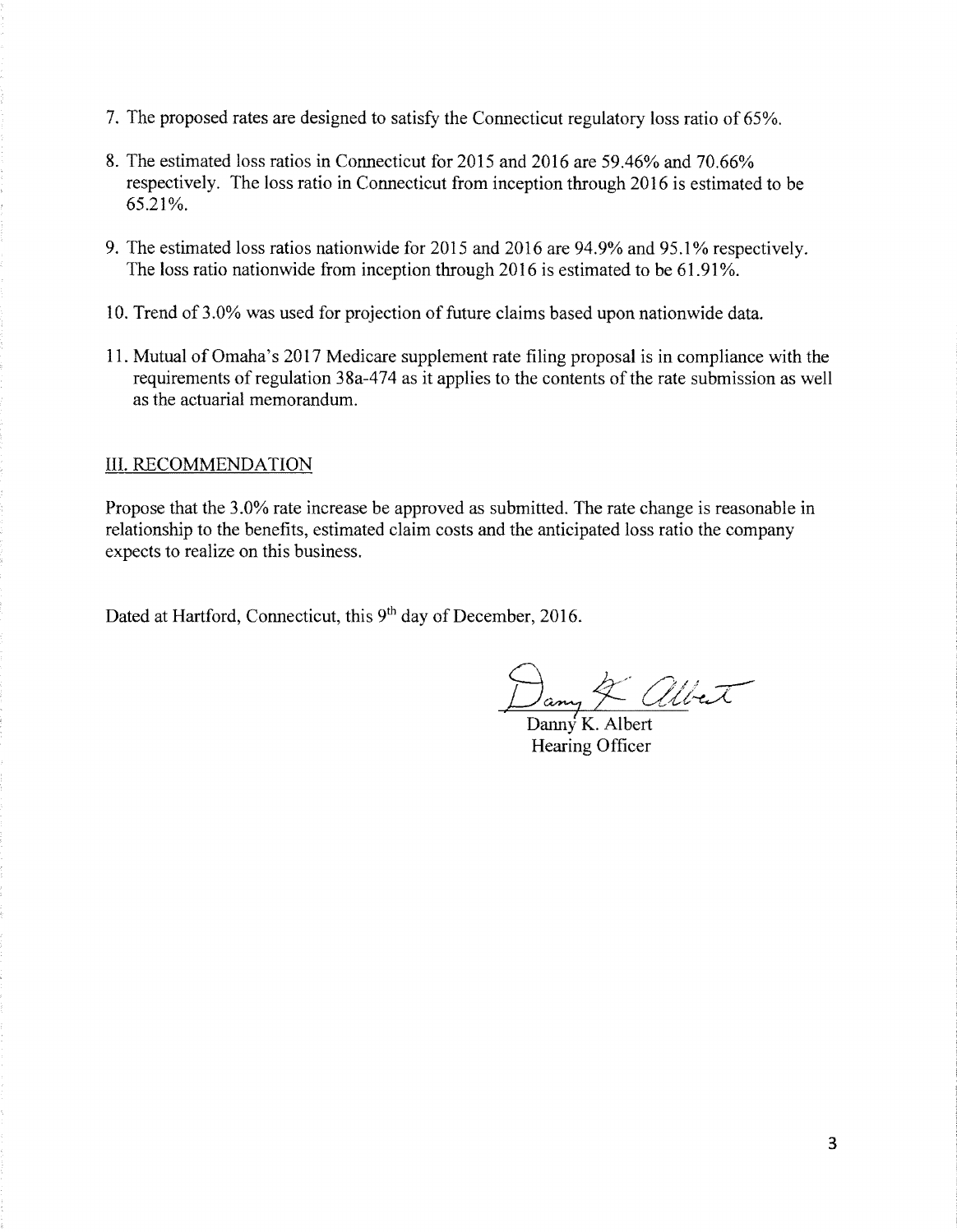7. The proposed rates are designed to satisfy the Connecticut regulatory loss ratio of 65%.

8. The estimated loss ratios in Connecticut for 2015 and 2016 are 59.46% and 70.66% respectively. The loss ratio in Connecticut from inception through 2016 is estimated to be 65.21%.

9. The estimated loss ratios nationwide for 2015 and 2016 are 94.9% and 95.1% respectively. The loss ratio nationwide from inception through 2016 is estimated to be 61.91%.

10. Trend of 3.0% was used for projection of future claims based upon nationwide data.

11. Mutual of Omaha's 2017 Medicare supplement rate filing proposal is in compliance with the requirements of regulation 38a-474 as it applies to the contents of the rate submission as well as the actuarial memorandum.

## III. RECOMMENDATION

Propose that the 3.0% rate increase be approved as submitted. The rate change is reasonable in relationship to the benefits, estimated claim costs and the anticipated loss ratio the company expects to realize on this business.

Dated at Hartford, Connecticut, this 9th day of December, 2016.

Danny K. Albert
Hearing Officer